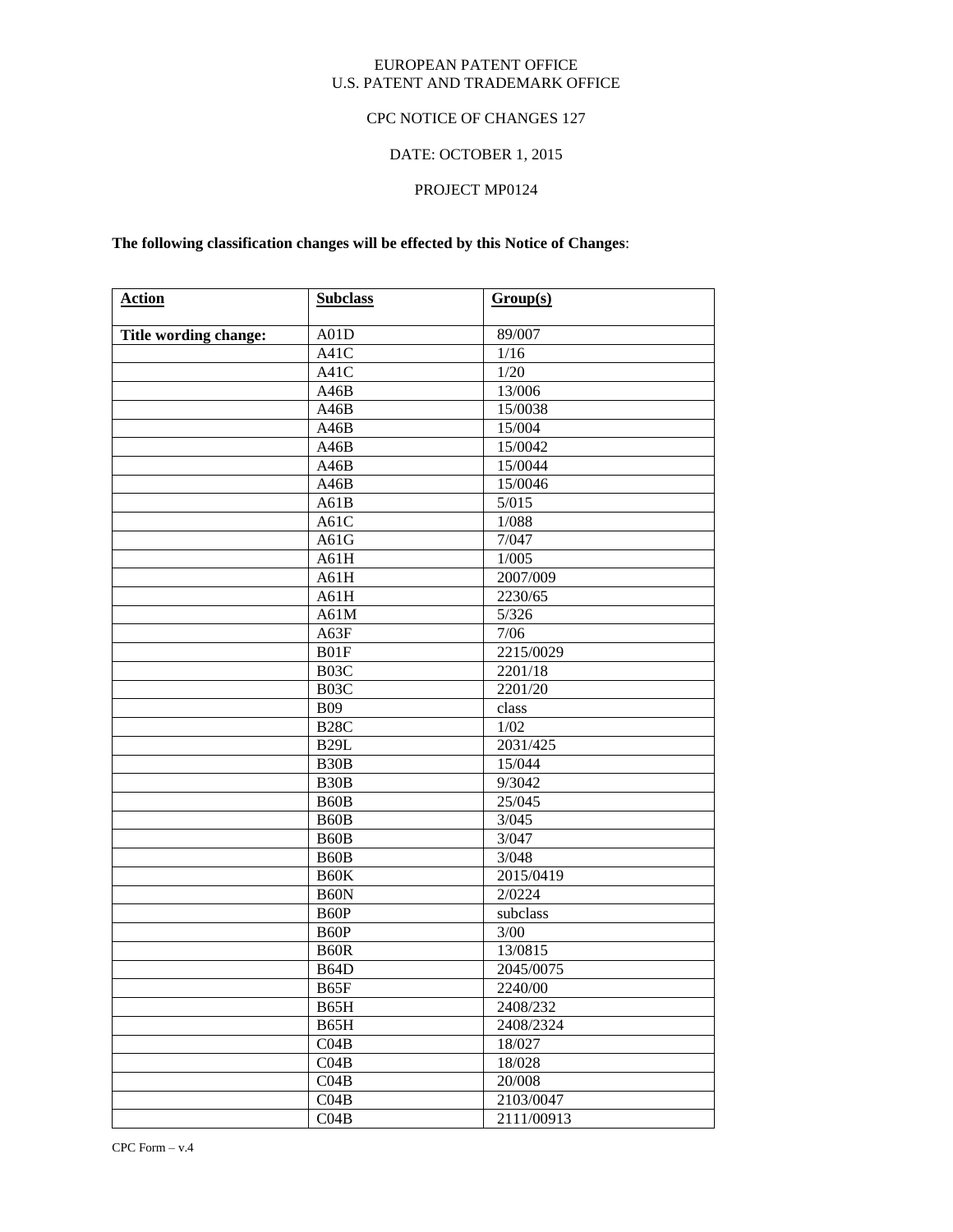EUROPEAN PATENT OFFICE
U.S. PATENT AND TRADEMARK OFFICE

CPC NOTICE OF CHANGES 127

DATE: OCTOBER 1, 2015

PROJECT MP0124

**The following classification changes will be effected by this Notice of Changes**:

| **Action** | **Subclass** | **Group(s)** |
|---|---|---|
| **Title wording change:** | A01D | 89/007 |
| | A41C | 1/16 |
| | A41C | 1/20 |
| | A46B | 13/006 |
| | A46B | 15/0038 |
| | A46B | 15/004 |
| | A46B | 15/0042 |
| | A46B | 15/0044 |
| | A46B | 15/0046 |
| | A61B | 5/015 |
| | A61C | 1/088 |
| | A61G | 7/047 |
| | A61H | 1/005 |
| | A61H | 2007/009 |
| | A61H | 2230/65 |
| | A61M | 5/326 |
| | A63F | 7/06 |
| | B01F | 2215/0029 |
| | B03C | 2201/18 |
| | B03C | 2201/20 |
| | B09 | class |
| | B28C | 1/02 |
| | B29L | 2031/425 |
| | B30B | 15/044 |
| | B30B | 9/3042 |
| | B60B | 25/045 |
| | B60B | 3/045 |
| | B60B | 3/047 |
| | B60B | 3/048 |
| | B60K | 2015/0419 |
| | B60N | 2/0224 |
| | B60P | subclass |
| | B60P | 3/00 |
| | B60R | 13/0815 |
| | B64D | 2045/0075 |
| | B65F | 2240/00 |
| | B65H | 2408/232 |
| | B65H | 2408/2324 |
| | C04B | 18/027 |
| | C04B | 18/028 |
| | C04B | 20/008 |
| | C04B | 2103/0047 |
| | C04B | 2111/00913 |

CPC Form – v.4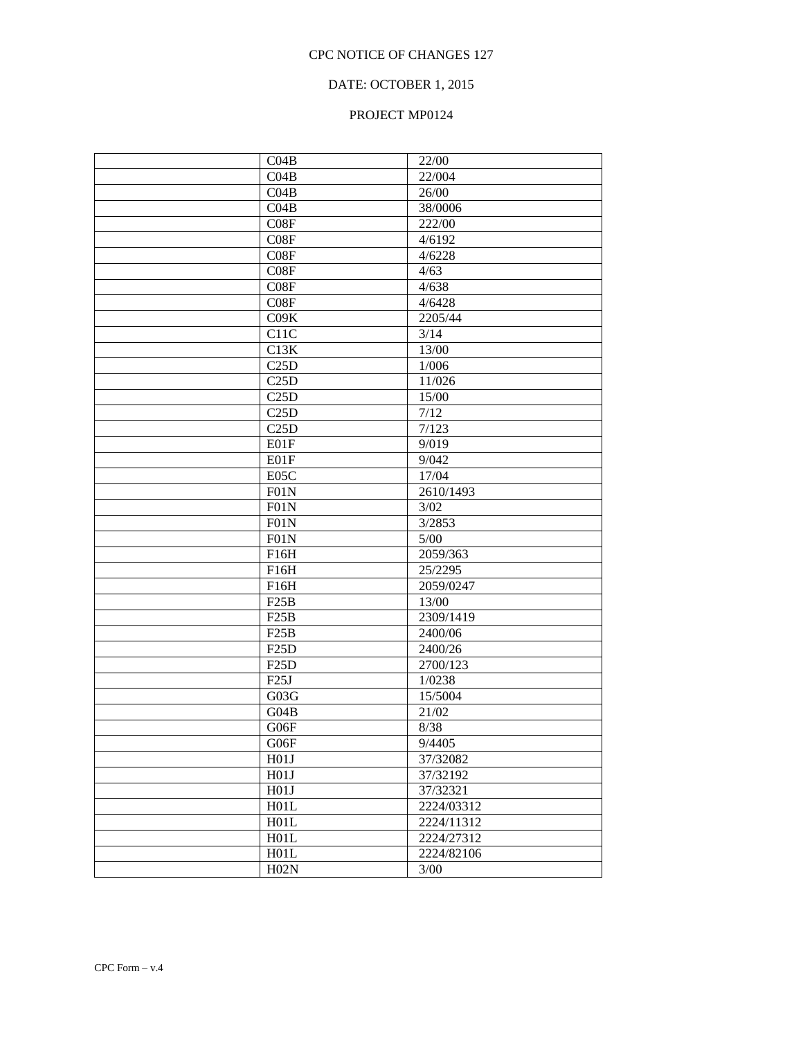CPC NOTICE OF CHANGES 127

DATE: OCTOBER 1, 2015

PROJECT MP0124

| | | |
|---|---|---|
| | C04B | 22/00 |
| | C04B | 22/004 |
| | C04B | 26/00 |
| | C04B | 38/0006 |
| | C08F | 222/00 |
| | C08F | 4/6192 |
| | C08F | 4/6228 |
| | C08F | 4/63 |
| | C08F | 4/638 |
| | C08F | 4/6428 |
| | C09K | 2205/44 |
| | C11C | 3/14 |
| | C13K | 13/00 |
| | C25D | 1/006 |
| | C25D | 11/026 |
| | C25D | 15/00 |
| | C25D | 7/12 |
| | C25D | 7/123 |
| | E01F | 9/019 |
| | E01F | 9/042 |
| | E05C | 17/04 |
| | F01N | 2610/1493 |
| | F01N | 3/02 |
| | F01N | 3/2853 |
| | F01N | 5/00 |
| | F16H | 2059/363 |
| | F16H | 25/2295 |
| | F16H | 2059/0247 |
| | F25B | 13/00 |
| | F25B | 2309/1419 |
| | F25B | 2400/06 |
| | F25D | 2400/26 |
| | F25D | 2700/123 |
| | F25J | 1/0238 |
| | G03G | 15/5004 |
| | G04B | 21/02 |
| | G06F | 8/38 |
| | G06F | 9/4405 |
| | H01J | 37/32082 |
| | H01J | 37/32192 |
| | H01J | 37/32321 |
| | H01L | 2224/03312 |
| | H01L | 2224/11312 |
| | H01L | 2224/27312 |
| | H01L | 2224/82106 |
| | H02N | 3/00 |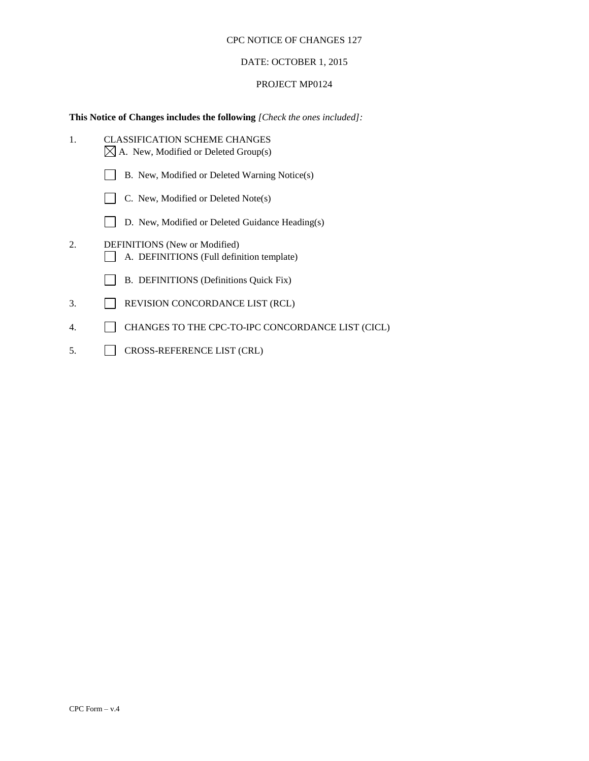CPC NOTICE OF CHANGES 127

DATE: OCTOBER 1, 2015

PROJECT MP0124

**This Notice of Changes includes the following** *[Check the ones included]:*

1. CLASSIFICATION SCHEME CHANGES
   - ☒ A. New, Modified or Deleted Group(s)
   - ☐ B. New, Modified or Deleted Warning Notice(s)
   - ☐ C. New, Modified or Deleted Note(s)
   - ☐ D. New, Modified or Deleted Guidance Heading(s)
2. DEFINITIONS (New or Modified)
   - ☐ A. DEFINITIONS (Full definition template)
   - ☐ B. DEFINITIONS (Definitions Quick Fix)
3. ☐ REVISION CONCORDANCE LIST (RCL)
4. ☐ CHANGES TO THE CPC-TO-IPC CONCORDANCE LIST (CICL)
5. ☐ CROSS-REFERENCE LIST (CRL)

CPC Form – v.4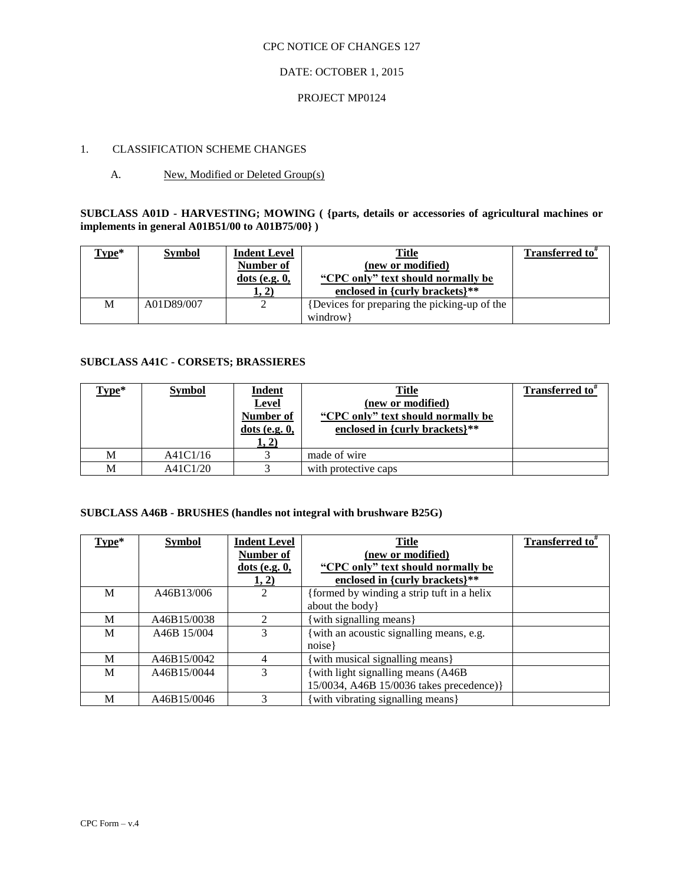CPC NOTICE OF CHANGES 127

DATE: OCTOBER 1, 2015

PROJECT MP0124

1. CLASSIFICATION SCHEME CHANGES

A. New, Modified or Deleted Group(s)

**SUBCLASS A01D - HARVESTING; MOWING ( {parts, details or accessories of agricultural machines or implements in general A01B51/00 to A01B75/00} )**

| Type* | Symbol | Indent Level Number of dots (e.g. 0, 1, 2) | Title (new or modified) "CPC only" text should normally be enclosed in {curly brackets}** | Transferred to# |
|---|---|---|---|---|
| M | A01D89/007 | 2 | {Devices for preparing the picking-up of the windrow} | |

**SUBCLASS A41C - CORSETS; BRASSIERES**

| Type* | Symbol | Indent Level Number of dots (e.g. 0, 1, 2) | Title (new or modified) "CPC only" text should normally be enclosed in {curly brackets}** | Transferred to# |
|---|---|---|---|---|
| M | A41C1/16 | 3 | made of wire | |
| M | A41C1/20 | 3 | with protective caps | |

**SUBCLASS A46B - BRUSHES (handles not integral with brushware B25G)**

| Type* | Symbol | Indent Level Number of dots (e.g. 0, 1, 2) | Title (new or modified) "CPC only" text should normally be enclosed in {curly brackets}** | Transferred to# |
|---|---|---|---|---|
| M | A46B13/006 | 2 | {formed by winding a strip tuft in a helix about the body} | |
| M | A46B15/0038 | 2 | {with signalling means} | |
| M | A46B 15/004 | 3 | {with an acoustic signalling means, e.g. noise} | |
| M | A46B15/0042 | 4 | {with musical signalling means} | |
| M | A46B15/0044 | 3 | {with light signalling means (A46B 15/0034, A46B 15/0036 takes precedence)} | |
| M | A46B15/0046 | 3 | {with vibrating signalling means} | |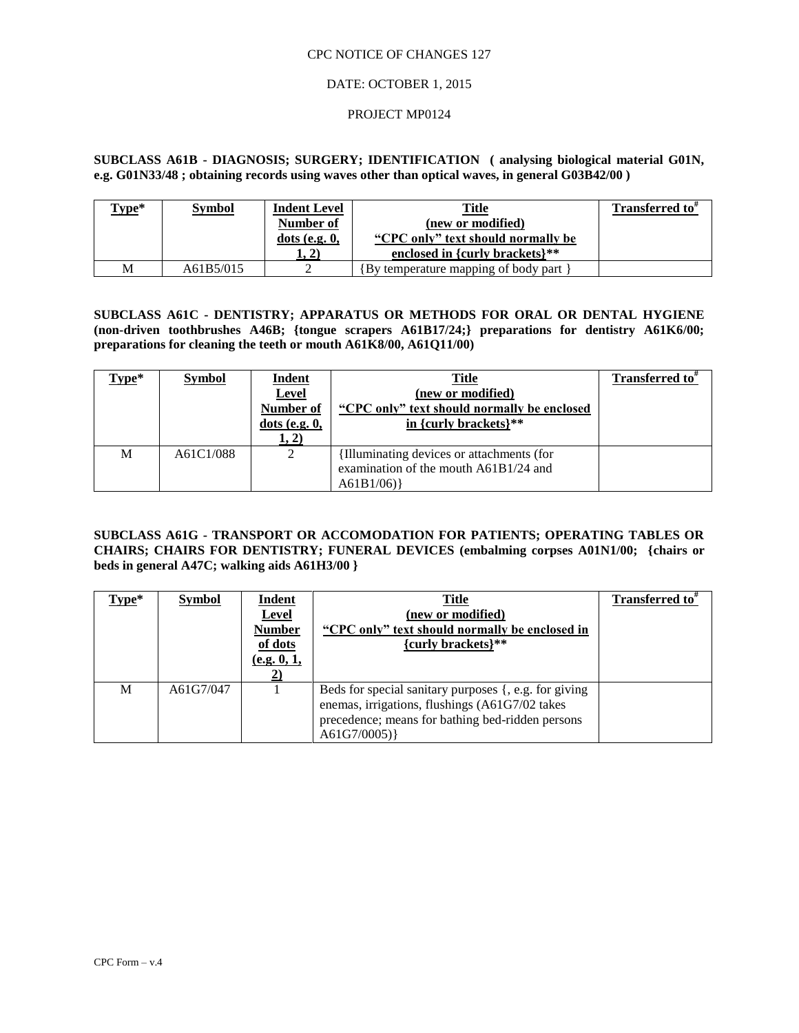CPC NOTICE OF CHANGES 127

DATE: OCTOBER 1, 2015

PROJECT MP0124

**SUBCLASS A61B - DIAGNOSIS; SURGERY; IDENTIFICATION ( analysing biological material G01N, e.g. G01N33/48 ; obtaining records using waves other than optical waves, in general G03B42/00 )**

| Type* | Symbol | Indent Level Number of dots (e.g. 0, 1, 2) | Title (new or modified) "CPC only" text should normally be enclosed in {curly brackets}** | Transferred to# |
|---|---|---|---|---|
| M | A61B5/015 | 2 | {By temperature mapping of body part } | |

**SUBCLASS A61C - DENTISTRY; APPARATUS OR METHODS FOR ORAL OR DENTAL HYGIENE (non-driven toothbrushes A46B; {tongue scrapers A61B17/24;} preparations for dentistry A61K6/00; preparations for cleaning the teeth or mouth A61K8/00, A61Q11/00)**

| Type* | Symbol | Indent Level Number of dots (e.g. 0, 1, 2) | Title (new or modified) "CPC only" text should normally be enclosed in {curly brackets}** | Transferred to# |
|---|---|---|---|---|
| M | A61C1/088 | 2 | {Illuminating devices or attachments (for examination of the mouth A61B1/24 and A61B1/06)} | |

**SUBCLASS A61G - TRANSPORT OR ACCOMODATION FOR PATIENTS; OPERATING TABLES OR CHAIRS; CHAIRS FOR DENTISTRY; FUNERAL DEVICES (embalming corpses A01N1/00; {chairs or beds in general A47C; walking aids A61H3/00 }**

| Type* | Symbol | Indent Level Number of dots (e.g. 0, 1, 2) | Title (new or modified) "CPC only" text should normally be enclosed in {curly brackets}** | Transferred to# |
|---|---|---|---|---|
| M | A61G7/047 | 1 | Beds for special sanitary purposes {, e.g. for giving enemas, irrigations, flushings (A61G7/02 takes precedence; means for bathing bed-ridden persons A61G7/0005)} | |

CPC Form – v.4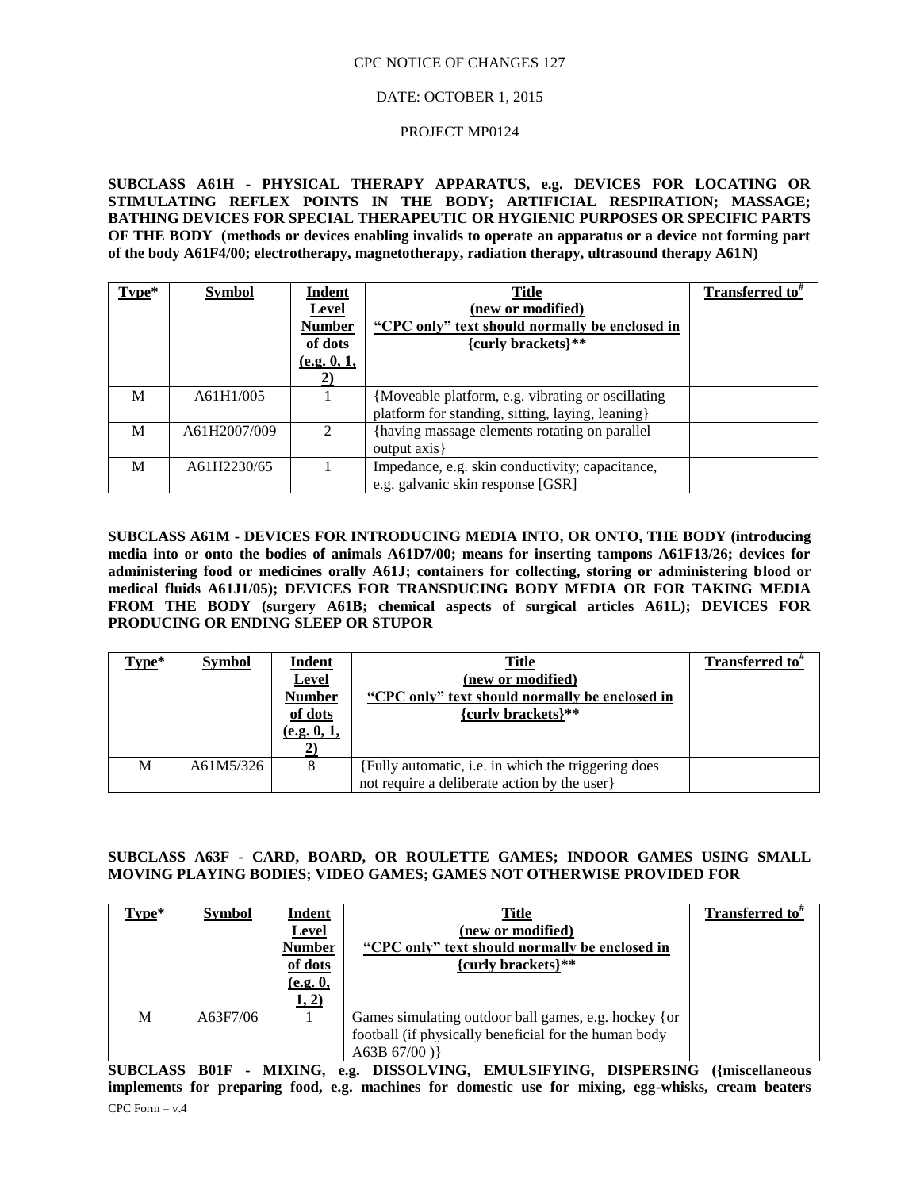CPC NOTICE OF CHANGES 127

DATE: OCTOBER 1, 2015

PROJECT MP0124

**SUBCLASS A61H - PHYSICAL THERAPY APPARATUS, e.g. DEVICES FOR LOCATING OR STIMULATING REFLEX POINTS IN THE BODY; ARTIFICIAL RESPIRATION; MASSAGE; BATHING DEVICES FOR SPECIAL THERAPEUTIC OR HYGIENIC PURPOSES OR SPECIFIC PARTS OF THE BODY (methods or devices enabling invalids to operate an apparatus or a device not forming part of the body A61F4/00; electrotherapy, magnetotherapy, radiation therapy, ultrasound therapy A61N)**

| Type* | Symbol | Indent Level Number of dots (e.g. 0, 1, 2) | Title (new or modified) "CPC only" text should normally be enclosed in {curly brackets}** | Transferred to# |
|---|---|---|---|---|
| M | A61H1/005 | 1 | {Moveable platform, e.g. vibrating or oscillating platform for standing, sitting, laying, leaning} | |
| M | A61H2007/009 | 2 | {having massage elements rotating on parallel output axis} | |
| M | A61H2230/65 | 1 | Impedance, e.g. skin conductivity; capacitance, e.g. galvanic skin response [GSR] | |

**SUBCLASS A61M - DEVICES FOR INTRODUCING MEDIA INTO, OR ONTO, THE BODY (introducing media into or onto the bodies of animals A61D7/00; means for inserting tampons A61F13/26; devices for administering food or medicines orally A61J; containers for collecting, storing or administering blood or medical fluids A61J1/05); DEVICES FOR TRANSDUCING BODY MEDIA OR FOR TAKING MEDIA FROM THE BODY (surgery A61B; chemical aspects of surgical articles A61L); DEVICES FOR PRODUCING OR ENDING SLEEP OR STUPOR**

| Type* | Symbol | Indent Level Number of dots (e.g. 0, 1, 2) | Title (new or modified) "CPC only" text should normally be enclosed in {curly brackets}** | Transferred to# |
|---|---|---|---|---|
| M | A61M5/326 | 8 | {Fully automatic, i.e. in which the triggering does not require a deliberate action by the user} | |

**SUBCLASS A63F - CARD, BOARD, OR ROULETTE GAMES; INDOOR GAMES USING SMALL MOVING PLAYING BODIES; VIDEO GAMES; GAMES NOT OTHERWISE PROVIDED FOR**

| Type* | Symbol | Indent Level Number of dots (e.g. 0, 1, 2) | Title (new or modified) "CPC only" text should normally be enclosed in {curly brackets}** | Transferred to# |
|---|---|---|---|---|
| M | A63F7/06 | 1 | Games simulating outdoor ball games, e.g. hockey {or football (if physically beneficial for the human body A63B 67/00 )} | |

**SUBCLASS B01F - MIXING, e.g. DISSOLVING, EMULSIFYING, DISPERSING ({miscellaneous implements for preparing food, e.g. machines for domestic use for mixing, egg-whisks, cream beaters**

CPC Form – v.4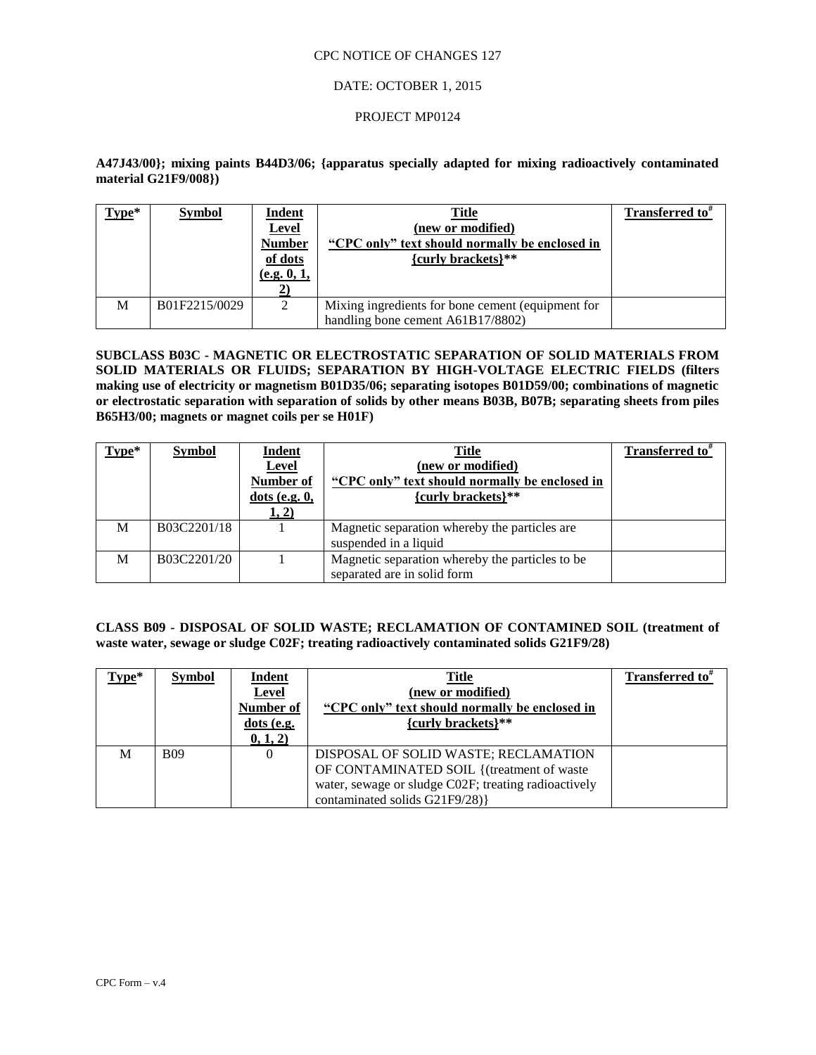**A47J43/00}; mixing paints B44D3/06; {apparatus specially adapted for mixing radioactively contaminated material G21F9/008})**

| Type* | Symbol | Indent Level Number of dots (e.g. 0, 1, 2) | Title (new or modified) "CPC only" text should normally be enclosed in {curly brackets}** | Transferred to# |
|---|---|---|---|---|
| M | B01F2215/0029 | 2 | Mixing ingredients for bone cement (equipment for handling bone cement A61B17/8802) | |

**SUBCLASS B03C - MAGNETIC OR ELECTROSTATIC SEPARATION OF SOLID MATERIALS FROM SOLID MATERIALS OR FLUIDS; SEPARATION BY HIGH-VOLTAGE ELECTRIC FIELDS (filters making use of electricity or magnetism B01D35/06; separating isotopes B01D59/00; combinations of magnetic or electrostatic separation with separation of solids by other means B03B, B07B; separating sheets from piles B65H3/00; magnets or magnet coils per se H01F)**

| Type* | Symbol | Indent Level Number of dots (e.g. 0, 1, 2) | Title (new or modified) "CPC only" text should normally be enclosed in {curly brackets}** | Transferred to# |
|---|---|---|---|---|
| M | B03C2201/18 | 1 | Magnetic separation whereby the particles are suspended in a liquid | |
| M | B03C2201/20 | 1 | Magnetic separation whereby the particles to be separated are in solid form | |

**CLASS B09 - DISPOSAL OF SOLID WASTE; RECLAMATION OF CONTAMINED SOIL (treatment of waste water, sewage or sludge C02F; treating radioactively contaminated solids G21F9/28)**

| Type* | Symbol | Indent Level Number of dots (e.g. 0, 1, 2) | Title (new or modified) "CPC only" text should normally be enclosed in {curly brackets}** | Transferred to# |
|---|---|---|---|---|
| M | B09 | 0 | DISPOSAL OF SOLID WASTE; RECLAMATION OF CONTAMINATED SOIL {(treatment of waste water, sewage or sludge C02F; treating radioactively contaminated solids G21F9/28)} | |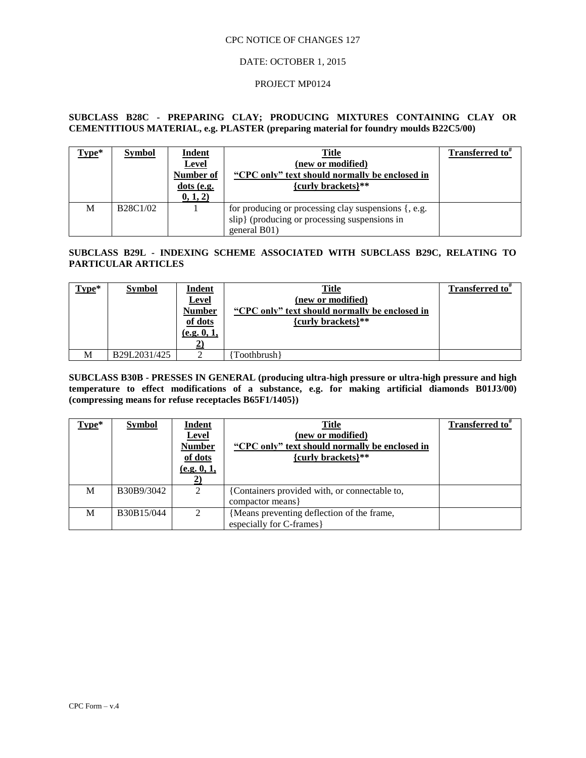CPC NOTICE OF CHANGES 127

DATE: OCTOBER 1, 2015

PROJECT MP0124

**SUBCLASS B28C - PREPARING CLAY; PRODUCING MIXTURES CONTAINING CLAY OR CEMENTITIOUS MATERIAL, e.g. PLASTER (preparing material for foundry moulds B22C5/00)**

| Type* | Symbol | Indent Level Number of dots (e.g. 0, 1, 2) | Title (new or modified) "CPC only" text should normally be enclosed in {curly brackets}** | Transferred to# |
|---|---|---|---|---|
| M | B28C1/02 | 1 | for producing or processing clay suspensions {, e.g. slip} (producing or processing suspensions in general B01) | |

**SUBCLASS B29L - INDEXING SCHEME ASSOCIATED WITH SUBCLASS B29C, RELATING TO PARTICULAR ARTICLES**

| Type* | Symbol | Indent Level Number of dots (e.g. 0, 1, 2) | Title (new or modified) "CPC only" text should normally be enclosed in {curly brackets}** | Transferred to# |
|---|---|---|---|---|
| M | B29L2031/425 | 2 | {Toothbrush} | |

**SUBCLASS B30B - PRESSES IN GENERAL (producing ultra-high pressure or ultra-high pressure and high temperature to effect modifications of a substance, e.g. for making artificial diamonds B01J3/00) (compressing means for refuse receptacles B65F1/1405})**

| Type* | Symbol | Indent Level Number of dots (e.g. 0, 1, 2) | Title (new or modified) "CPC only" text should normally be enclosed in {curly brackets}** | Transferred to# |
|---|---|---|---|---|
| M | B30B9/3042 | 2 | {Containers provided with, or connectable to, compactor means} | |
| M | B30B15/044 | 2 | {Means preventing deflection of the frame, especially for C-frames} | |

CPC Form – v.4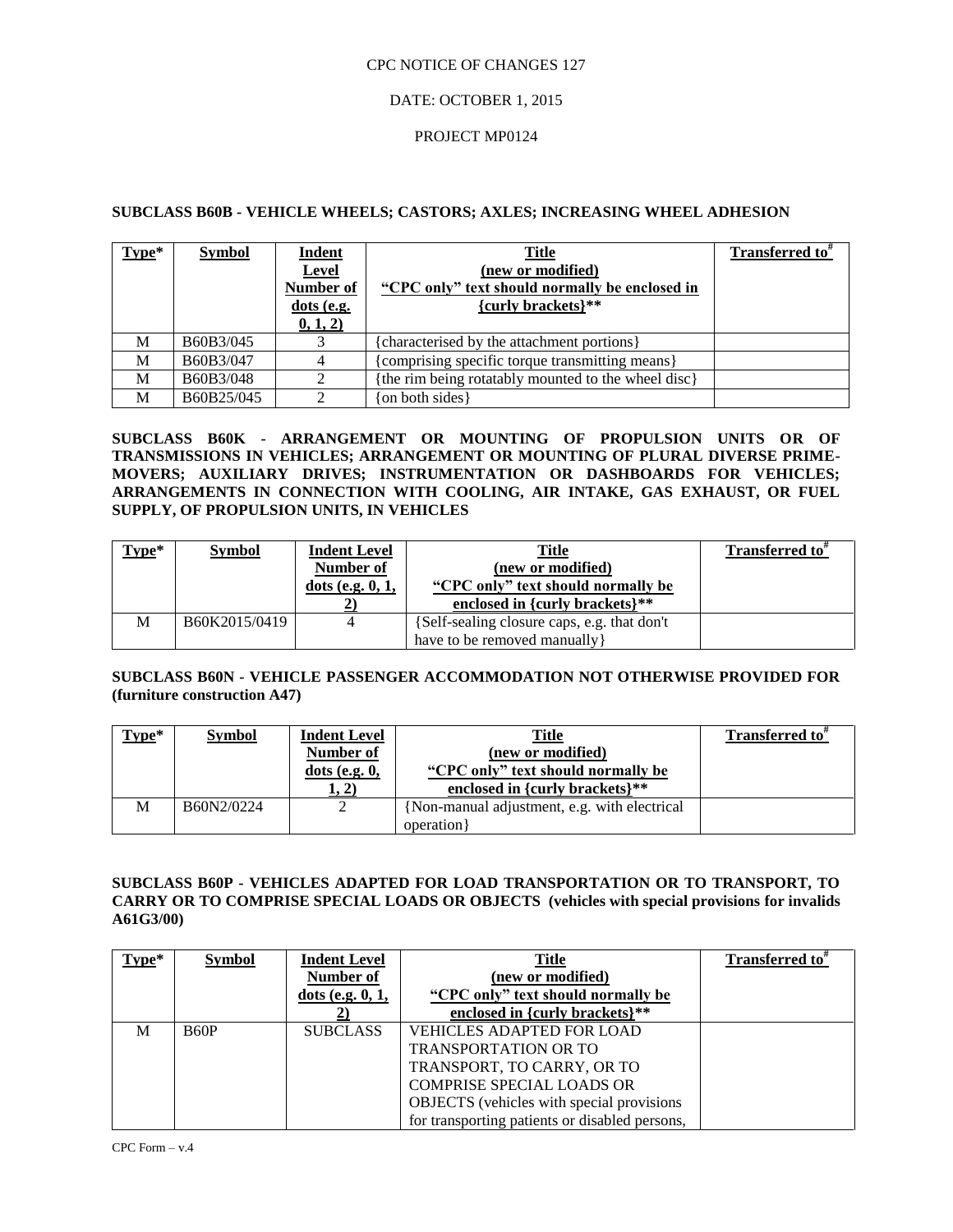CPC NOTICE OF CHANGES 127

DATE: OCTOBER 1, 2015

PROJECT MP0124

**SUBCLASS B60B - VEHICLE WHEELS; CASTORS; AXLES; INCREASING WHEEL ADHESION**

| Type* | Symbol | Indent Level Number of dots (e.g. 0, 1, 2) | Title (new or modified) "CPC only" text should normally be enclosed in {curly brackets}** | Transferred to# |
|---|---|---|---|---|
| M | B60B3/045 | 3 | {characterised by the attachment portions} | |
| M | B60B3/047 | 4 | {comprising specific torque transmitting means} | |
| M | B60B3/048 | 2 | {the rim being rotatably mounted to the wheel disc} | |
| M | B60B25/045 | 2 | {on both sides} | |

**SUBCLASS B60K - ARRANGEMENT OR MOUNTING OF PROPULSION UNITS OR OF TRANSMISSIONS IN VEHICLES; ARRANGEMENT OR MOUNTING OF PLURAL DIVERSE PRIME-MOVERS; AUXILIARY DRIVES; INSTRUMENTATION OR DASHBOARDS FOR VEHICLES; ARRANGEMENTS IN CONNECTION WITH COOLING, AIR INTAKE, GAS EXHAUST, OR FUEL SUPPLY, OF PROPULSION UNITS, IN VEHICLES**

| Type* | Symbol | Indent Level Number of dots (e.g. 0, 1, 2) | Title (new or modified) "CPC only" text should normally be enclosed in {curly brackets}** | Transferred to# |
|---|---|---|---|---|
| M | B60K2015/0419 | 4 | {Self-sealing closure caps, e.g. that don't have to be removed manually} | |

**SUBCLASS B60N - VEHICLE PASSENGER ACCOMMODATION NOT OTHERWISE PROVIDED FOR (furniture construction A47)**

| Type* | Symbol | Indent Level Number of dots (e.g. 0, 1, 2) | Title (new or modified) "CPC only" text should normally be enclosed in {curly brackets}** | Transferred to# |
|---|---|---|---|---|
| M | B60N2/0224 | 2 | {Non-manual adjustment, e.g. with electrical operation} | |

**SUBCLASS B60P - VEHICLES ADAPTED FOR LOAD TRANSPORTATION OR TO TRANSPORT, TO CARRY OR TO COMPRISE SPECIAL LOADS OR OBJECTS (vehicles with special provisions for invalids A61G3/00)**

| Type* | Symbol | Indent Level Number of dots (e.g. 0, 1, 2) | Title (new or modified) "CPC only" text should normally be enclosed in {curly brackets}** | Transferred to# |
|---|---|---|---|---|
| M | B60P | SUBCLASS | VEHICLES ADAPTED FOR LOAD TRANSPORTATION OR TO TRANSPORT, TO CARRY, OR TO COMPRISE SPECIAL LOADS OR OBJECTS (vehicles with special provisions for transporting patients or disabled persons, | |

CPC Form – v.4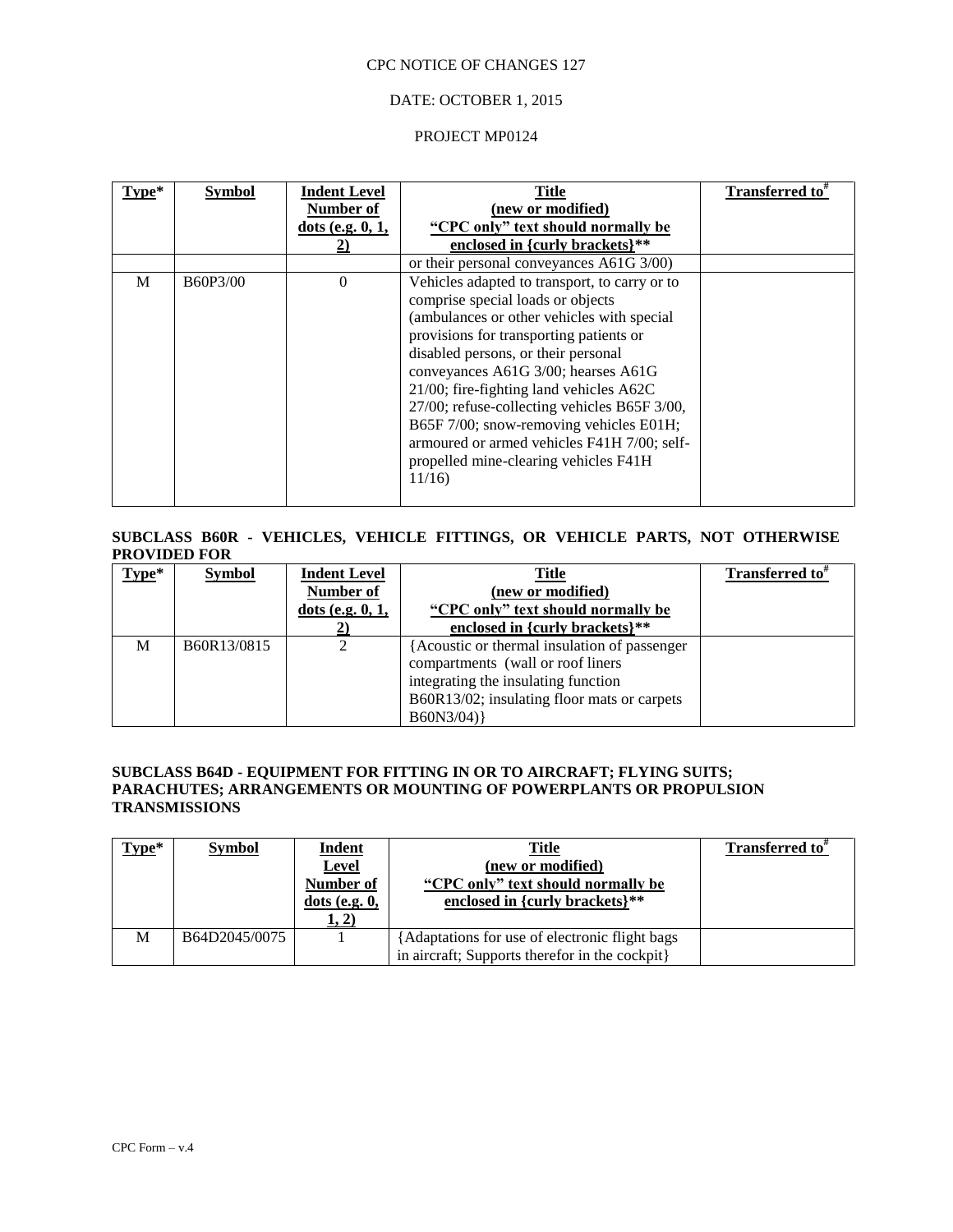| Type* | Symbol | Indent Level Number of dots (e.g. 0, 1, 2) | Title (new or modified) "CPC only" text should normally be enclosed in {curly brackets}** | Transferred to# |
|---|---|---|---|---|
| | | | or their personal conveyances A61G 3/00) | |
| M | B60P3/00 | 0 | Vehicles adapted to transport, to carry or to comprise special loads or objects (ambulances or other vehicles with special provisions for transporting patients or disabled persons, or their personal conveyances A61G 3/00; hearses A61G 21/00; fire-fighting land vehicles A62C 27/00; refuse-collecting vehicles B65F 3/00, B65F 7/00; snow-removing vehicles E01H; armoured or armed vehicles F41H 7/00; self-propelled mine-clearing vehicles F41H 11/16) | |

**SUBCLASS B60R - VEHICLES, VEHICLE FITTINGS, OR VEHICLE PARTS, NOT OTHERWISE PROVIDED FOR**

| Type* | Symbol | Indent Level Number of dots (e.g. 0, 1, 2) | Title (new or modified) "CPC only" text should normally be enclosed in {curly brackets}** | Transferred to# |
|---|---|---|---|---|
| M | B60R13/0815 | 2 | {Acoustic or thermal insulation of passenger compartments (wall or roof liners integrating the insulating function B60R13/02; insulating floor mats or carpets B60N3/04)} | |

**SUBCLASS B64D - EQUIPMENT FOR FITTING IN OR TO AIRCRAFT; FLYING SUITS; PARACHUTES; ARRANGEMENTS OR MOUNTING OF POWERPLANTS OR PROPULSION TRANSMISSIONS**

| Type* | Symbol | Indent Level Number of dots (e.g. 0, 1, 2) | Title (new or modified) "CPC only" text should normally be enclosed in {curly brackets}** | Transferred to# |
|---|---|---|---|---|
| M | B64D2045/0075 | 1 | {Adaptations for use of electronic flight bags in aircraft; Supports therefor in the cockpit} | |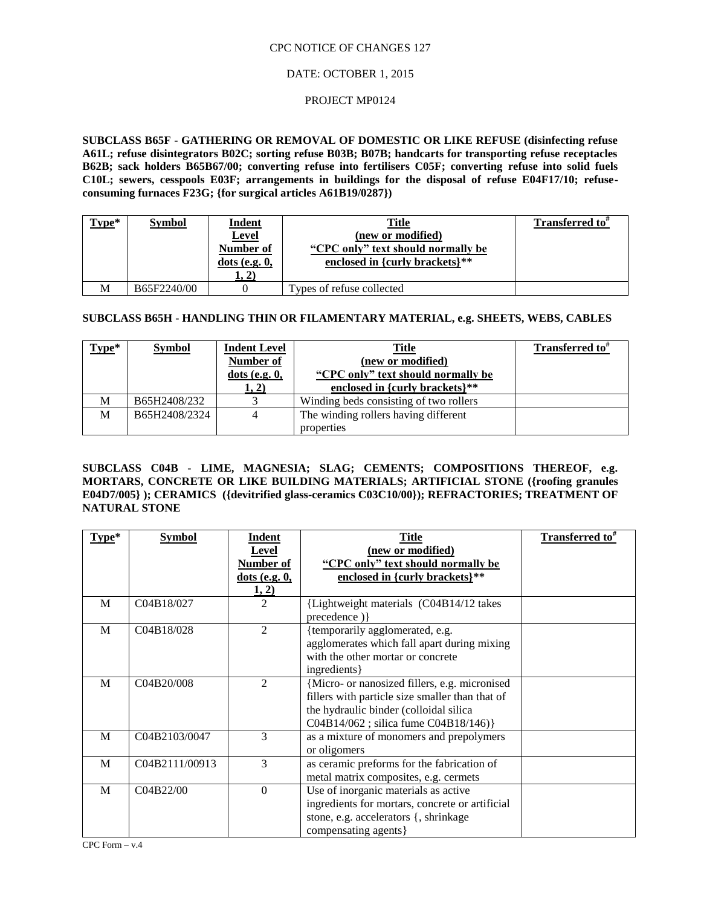CPC NOTICE OF CHANGES 127

DATE: OCTOBER 1, 2015

PROJECT MP0124

**SUBCLASS B65F - GATHERING OR REMOVAL OF DOMESTIC OR LIKE REFUSE (disinfecting refuse A61L; refuse disintegrators B02C; sorting refuse B03B; B07B; handcarts for transporting refuse receptacles B62B; sack holders B65B67/00; converting refuse into fertilisers C05F; converting refuse into solid fuels C10L; sewers, cesspools E03F; arrangements in buildings for the disposal of refuse E04F17/10; refuse-consuming furnaces F23G; {for surgical articles A61B19/0287})**

| Type* | Symbol | Indent Level Number of dots (e.g. 0, 1, 2) | Title (new or modified) "CPC only" text should normally be enclosed in {curly brackets}** | Transferred to# |
|---|---|---|---|---|
| M | B65F2240/00 | 0 | Types of refuse collected | |

**SUBCLASS B65H - HANDLING THIN OR FILAMENTARY MATERIAL, e.g. SHEETS, WEBS, CABLES**

| Type* | Symbol | Indent Level Number of dots (e.g. 0, 1, 2) | Title (new or modified) "CPC only" text should normally be enclosed in {curly brackets}** | Transferred to# |
|---|---|---|---|---|
| M | B65H2408/232 | 3 | Winding beds consisting of two rollers | |
| M | B65H2408/2324 | 4 | The winding rollers having different properties | |

**SUBCLASS C04B - LIME, MAGNESIA; SLAG; CEMENTS; COMPOSITIONS THEREOF, e.g. MORTARS, CONCRETE OR LIKE BUILDING MATERIALS; ARTIFICIAL STONE ({roofing granules E04D7/005} ); CERAMICS ({devitrified glass-ceramics C03C10/00}); REFRACTORIES; TREATMENT OF NATURAL STONE**

| Type* | Symbol | Indent Level Number of dots (e.g. 0, 1, 2) | Title (new or modified) "CPC only" text should normally be enclosed in {curly brackets}** | Transferred to# |
|---|---|---|---|---|
| M | C04B18/027 | 2 | {Lightweight materials (C04B14/12 takes precedence )} | |
| M | C04B18/028 | 2 | {temporarily agglomerated, e.g. agglomerates which fall apart during mixing with the other mortar or concrete ingredients} | |
| M | C04B20/008 | 2 | {Micro- or nanosized fillers, e.g. micronised fillers with particle size smaller than that of the hydraulic binder (colloidal silica C04B14/062 ; silica fume C04B18/146)} | |
| M | C04B2103/0047 | 3 | as a mixture of monomers and prepolymers or oligomers | |
| M | C04B2111/00913 | 3 | as ceramic preforms for the fabrication of metal matrix composites, e.g. cermets | |
| M | C04B22/00 | 0 | Use of inorganic materials as active ingredients for mortars, concrete or artificial stone, e.g. accelerators {, shrinkage compensating agents} | |

CPC Form – v.4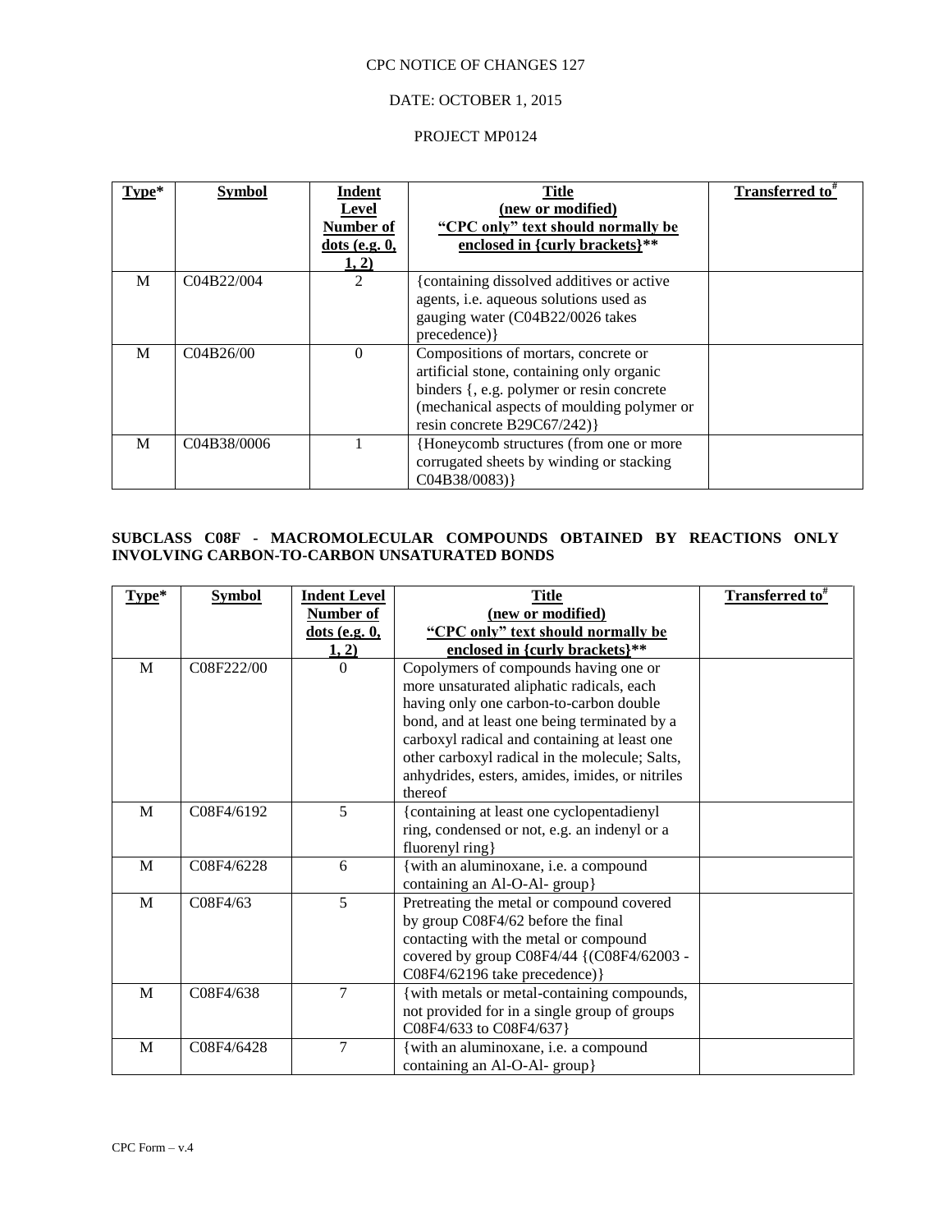CPC NOTICE OF CHANGES 127

DATE: OCTOBER 1, 2015

PROJECT MP0124

| Type* | Symbol | Indent Level Number of dots (e.g. 0, 1, 2) | Title (new or modified) "CPC only" text should normally be enclosed in {curly brackets}** | Transferred to# |
|---|---|---|---|---|
| M | C04B22/004 | 2 | {containing dissolved additives or active agents, i.e. aqueous solutions used as gauging water (C04B22/0026 takes precedence)} | |
| M | C04B26/00 | 0 | Compositions of mortars, concrete or artificial stone, containing only organic binders {, e.g. polymer or resin concrete (mechanical aspects of moulding polymer or resin concrete B29C67/242)} | |
| M | C04B38/0006 | 1 | {Honeycomb structures (from one or more corrugated sheets by winding or stacking C04B38/0083)} | |

**SUBCLASS C08F - MACROMOLECULAR COMPOUNDS OBTAINED BY REACTIONS ONLY INVOLVING CARBON-TO-CARBON UNSATURATED BONDS**

| Type* | Symbol | Indent Level Number of dots (e.g. 0, 1, 2) | Title (new or modified) "CPC only" text should normally be enclosed in {curly brackets}** | Transferred to# |
|---|---|---|---|---|
| M | C08F222/00 | 0 | Copolymers of compounds having one or more unsaturated aliphatic radicals, each having only one carbon-to-carbon double bond, and at least one being terminated by a carboxyl radical and containing at least one other carboxyl radical in the molecule; Salts, anhydrides, esters, amides, imides, or nitriles thereof | |
| M | C08F4/6192 | 5 | {containing at least one cyclopentadienyl ring, condensed or not, e.g. an indenyl or a fluorenyl ring} | |
| M | C08F4/6228 | 6 | {with an aluminoxane, i.e. a compound containing an Al-O-Al- group} | |
| M | C08F4/63 | 5 | Pretreating the metal or compound covered by group C08F4/62 before the final contacting with the metal or compound covered by group C08F4/44 {(C08F4/62003 - C08F4/62196 take precedence)} | |
| M | C08F4/638 | 7 | {with metals or metal-containing compounds, not provided for in a single group of groups C08F4/633 to C08F4/637} | |
| M | C08F4/6428 | 7 | {with an aluminoxane, i.e. a compound containing an Al-O-Al- group} | |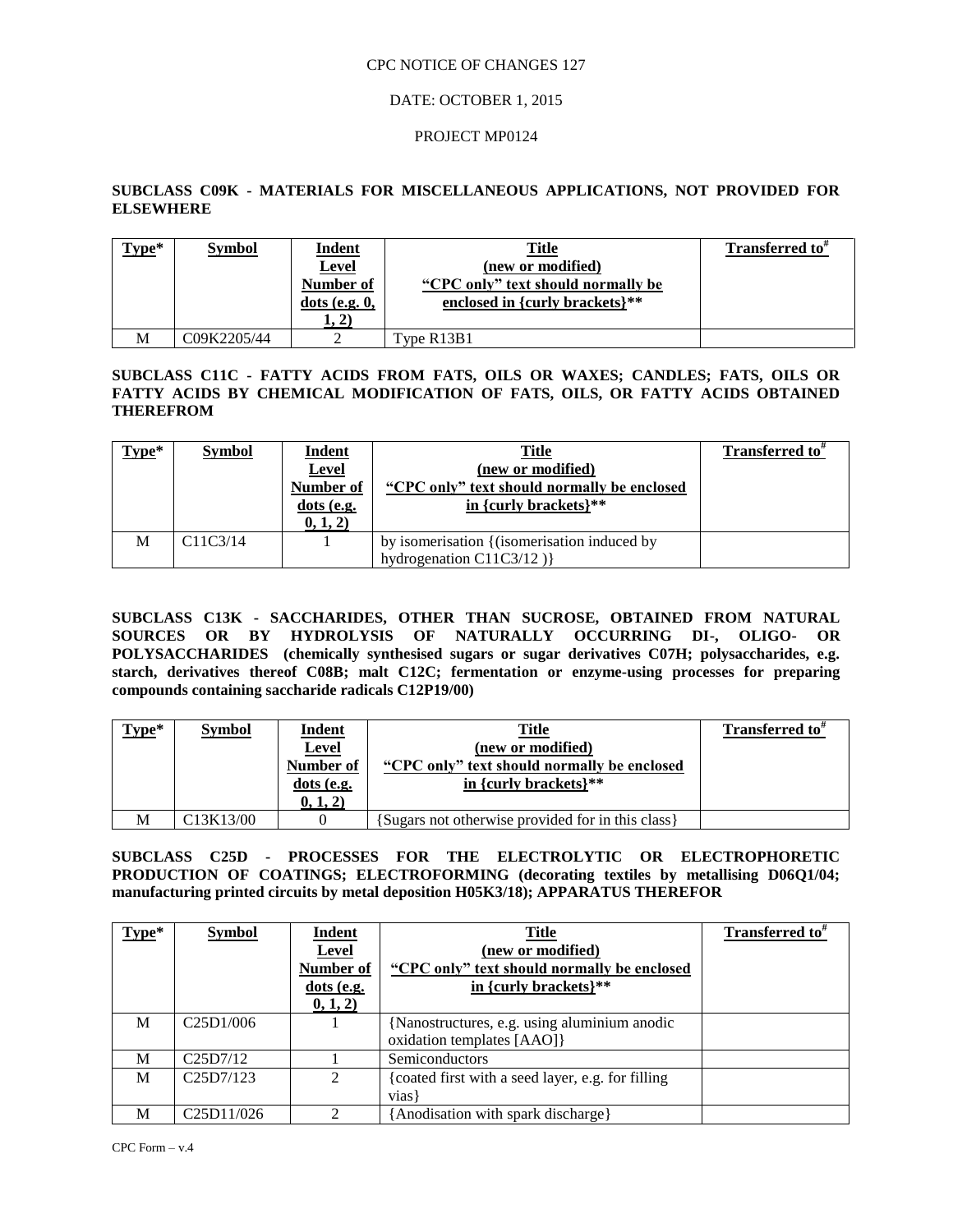CPC NOTICE OF CHANGES 127

DATE: OCTOBER 1, 2015

PROJECT MP0124

**SUBCLASS C09K - MATERIALS FOR MISCELLANEOUS APPLICATIONS, NOT PROVIDED FOR ELSEWHERE**

| Type* | Symbol | Indent Level Number of dots (e.g. 0, 1, 2) | Title (new or modified) "CPC only" text should normally be enclosed in {curly brackets}** | Transferred to# |
|---|---|---|---|---|
| M | C09K2205/44 | 2 | Type R13B1 | |

**SUBCLASS C11C - FATTY ACIDS FROM FATS, OILS OR WAXES; CANDLES; FATS, OILS OR FATTY ACIDS BY CHEMICAL MODIFICATION OF FATS, OILS, OR FATTY ACIDS OBTAINED THEREFROM**

| Type* | Symbol | Indent Level Number of dots (e.g. 0, 1, 2) | Title (new or modified) "CPC only" text should normally be enclosed in {curly brackets}** | Transferred to# |
|---|---|---|---|---|
| M | C11C3/14 | 1 | by isomerisation {(isomerisation induced by hydrogenation C11C3/12 )} | |

**SUBCLASS C13K - SACCHARIDES, OTHER THAN SUCROSE, OBTAINED FROM NATURAL SOURCES OR BY HYDROLYSIS OF NATURALLY OCCURRING DI-, OLIGO- OR POLYSACCHARIDES (chemically synthesised sugars or sugar derivatives C07H; polysaccharides, e.g. starch, derivatives thereof C08B; malt C12C; fermentation or enzyme-using processes for preparing compounds containing saccharide radicals C12P19/00)**

| Type* | Symbol | Indent Level Number of dots (e.g. 0, 1, 2) | Title (new or modified) "CPC only" text should normally be enclosed in {curly brackets}** | Transferred to# |
|---|---|---|---|---|
| M | C13K13/00 | 0 | {Sugars not otherwise provided for in this class} | |

**SUBCLASS C25D - PROCESSES FOR THE ELECTROLYTIC OR ELECTROPHORETIC PRODUCTION OF COATINGS; ELECTROFORMING (decorating textiles by metallising D06Q1/04; manufacturing printed circuits by metal deposition H05K3/18); APPARATUS THEREFOR**

| Type* | Symbol | Indent Level Number of dots (e.g. 0, 1, 2) | Title (new or modified) "CPC only" text should normally be enclosed in {curly brackets}** | Transferred to# |
|---|---|---|---|---|
| M | C25D1/006 | 1 | {Nanostructures, e.g. using aluminium anodic oxidation templates [AAO]} | |
| M | C25D7/12 | 1 | Semiconductors | |
| M | C25D7/123 | 2 | {coated first with a seed layer, e.g. for filling vias} | |
| M | C25D11/026 | 2 | {Anodisation with spark discharge} | |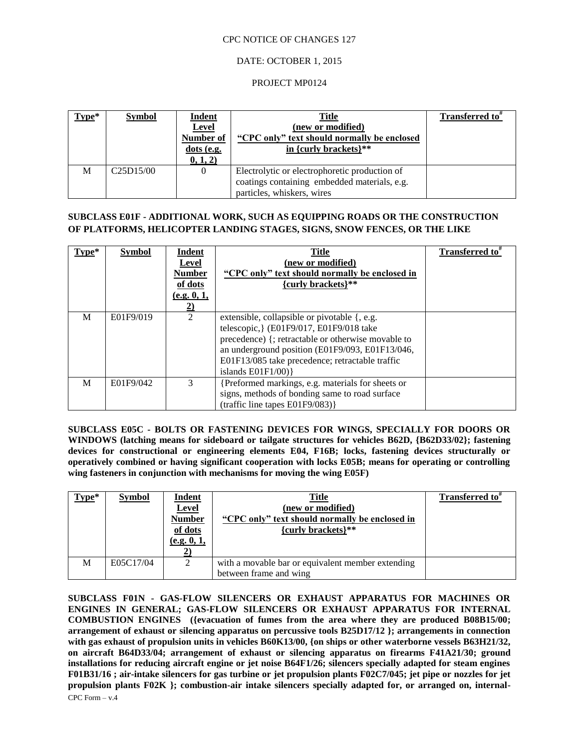| Type* | Symbol | Indent Level Number of dots (e.g. 0, 1, 2) | Title (new or modified) "CPC only" text should normally be enclosed in {curly brackets}** | Transferred to# |
|---|---|---|---|---|
| M | C25D15/00 | 0 | Electrolytic or electrophoretic production of coatings containing embedded materials, e.g. particles, whiskers, wires | |

**SUBCLASS E01F - ADDITIONAL WORK, SUCH AS EQUIPPING ROADS OR THE CONSTRUCTION OF PLATFORMS, HELICOPTER LANDING STAGES, SIGNS, SNOW FENCES, OR THE LIKE**

| Type* | Symbol | Indent Level Number of dots (e.g. 0, 1, 2) | Title (new or modified) "CPC only" text should normally be enclosed in {curly brackets}** | Transferred to# |
|---|---|---|---|---|
| M | E01F9/019 | 2 | extensible, collapsible or pivotable {, e.g. telescopic,} (E01F9/017, E01F9/018 take precedence) {; retractable or otherwise movable to an underground position (E01F9/093, E01F13/046, E01F13/085 take precedence; retractable traffic islands E01F1/00)} | |
| M | E01F9/042 | 3 | {Preformed markings, e.g. materials for sheets or signs, methods of bonding same to road surface (traffic line tapes E01F9/083)} | |

**SUBCLASS E05C - BOLTS OR FASTENING DEVICES FOR WINGS, SPECIALLY FOR DOORS OR WINDOWS (latching means for sideboard or tailgate structures for vehicles B62D, {B62D33/02}; fastening devices for constructional or engineering elements E04, F16B; locks, fastening devices structurally or operatively combined or having significant cooperation with locks E05B; means for operating or controlling wing fasteners in conjunction with mechanisms for moving the wing E05F)**

| Type* | Symbol | Indent Level Number of dots (e.g. 0, 1, 2) | Title (new or modified) "CPC only" text should normally be enclosed in {curly brackets}** | Transferred to# |
|---|---|---|---|---|
| M | E05C17/04 | 2 | with a movable bar or equivalent member extending between frame and wing | |

**SUBCLASS F01N - GAS-FLOW SILENCERS OR EXHAUST APPARATUS FOR MACHINES OR ENGINES IN GENERAL; GAS-FLOW SILENCERS OR EXHAUST APPARATUS FOR INTERNAL COMBUSTION ENGINES ({evacuation of fumes from the area where they are produced B08B15/00; arrangement of exhaust or silencing apparatus on percussive tools B25D17/12 }; arrangements in connection with gas exhaust of propulsion units in vehicles B60K13/00, {on ships or other waterborne vessels B63H21/32, on aircraft B64D33/04; arrangement of exhaust or silencing apparatus on firearms F41A21/30; ground installations for reducing aircraft engine or jet noise B64F1/26; silencers specially adapted for steam engines F01B31/16 ; air-intake silencers for gas turbine or jet propulsion plants F02C7/045; jet pipe or nozzles for jet propulsion plants F02K }; combustion-air intake silencers specially adapted for, or arranged on, internal-**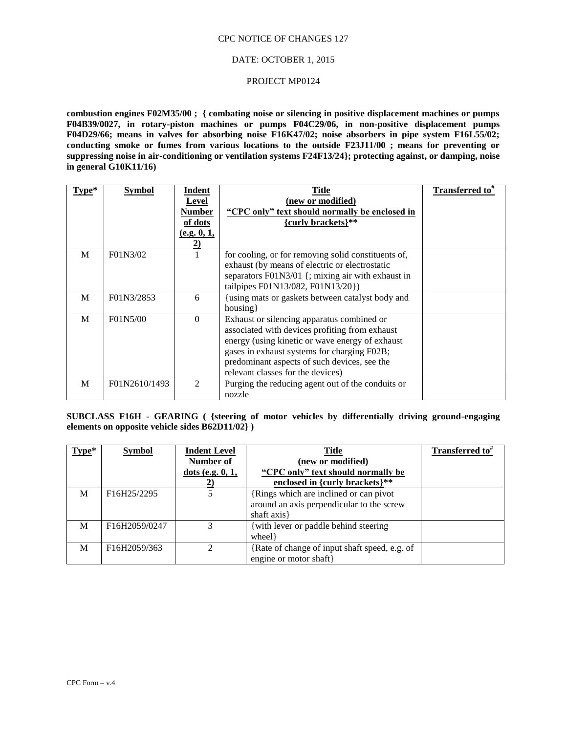**combustion engines F02M35/00 ; { combating noise or silencing in positive displacement machines or pumps F04B39/0027, in rotary-piston machines or pumps F04C29/06, in non-positive displacement pumps F04D29/66; means in valves for absorbing noise F16K47/02; noise absorbers in pipe system F16L55/02; conducting smoke or fumes from various locations to the outside F23J11/00 ; means for preventing or suppressing noise in air-conditioning or ventilation systems F24F13/24}; protecting against, or damping, noise in general G10K11/16)**

| Type* | Symbol | Indent Level Number of dots (e.g. 0, 1, 2) | Title (new or modified) "CPC only" text should normally be enclosed in {curly brackets}** | Transferred to# |
|---|---|---|---|---|
| M | F01N3/02 | 1 | for cooling, or for removing solid constituents of, exhaust (by means of electric or electrostatic separators F01N3/01 {; mixing air with exhaust in tailpipes F01N13/082, F01N13/20}) | |
| M | F01N3/2853 | 6 | {using mats or gaskets between catalyst body and housing} | |
| M | F01N5/00 | 0 | Exhaust or silencing apparatus combined or associated with devices profiting from exhaust energy (using kinetic or wave energy of exhaust gases in exhaust systems for charging F02B; predominant aspects of such devices, see the relevant classes for the devices) | |
| M | F01N2610/1493 | 2 | Purging the reducing agent out of the conduits or nozzle | |

**SUBCLASS F16H - GEARING ( {steering of motor vehicles by differentially driving ground-engaging elements on opposite vehicle sides B62D11/02} )**

| Type* | Symbol | Indent Level Number of dots (e.g. 0, 1, 2) | Title (new or modified) "CPC only" text should normally be enclosed in {curly brackets}** | Transferred to# |
|---|---|---|---|---|
| M | F16H25/2295 | 5 | {Rings which are inclined or can pivot around an axis perpendicular to the screw shaft axis} | |
| M | F16H2059/0247 | 3 | {with lever or paddle behind steering wheel} | |
| M | F16H2059/363 | 2 | {Rate of change of input shaft speed, e.g. of engine or motor shaft} | |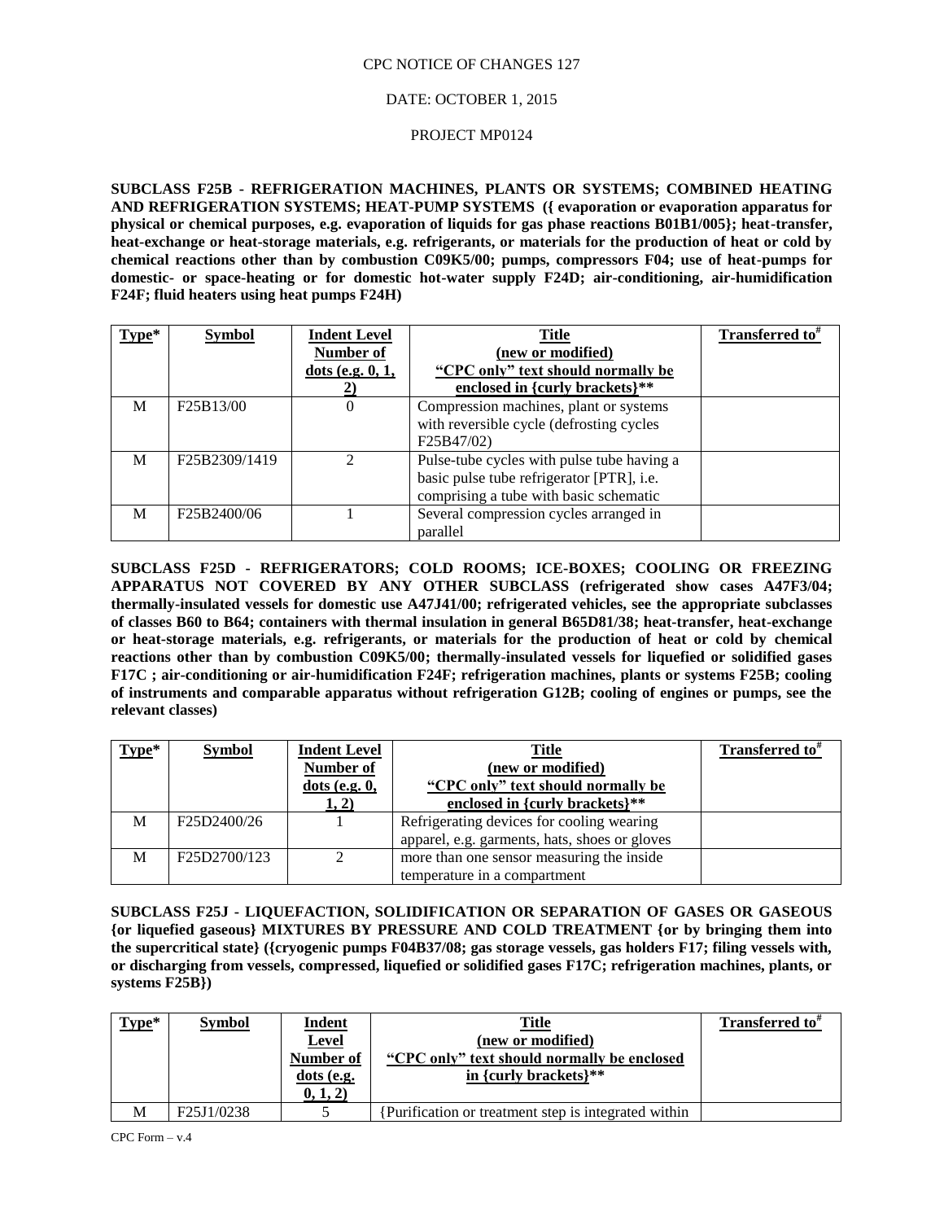CPC NOTICE OF CHANGES 127

DATE: OCTOBER 1, 2015

PROJECT MP0124

**SUBCLASS F25B - REFRIGERATION MACHINES, PLANTS OR SYSTEMS; COMBINED HEATING AND REFRIGERATION SYSTEMS; HEAT-PUMP SYSTEMS ({ evaporation or evaporation apparatus for physical or chemical purposes, e.g. evaporation of liquids for gas phase reactions B01B1/005}; heat-transfer, heat-exchange or heat-storage materials, e.g. refrigerants, or materials for the production of heat or cold by chemical reactions other than by combustion C09K5/00; pumps, compressors F04; use of heat-pumps for domestic- or space-heating or for domestic hot-water supply F24D; air-conditioning, air-humidification F24F; fluid heaters using heat pumps F24H)**

| Type* | Symbol | Indent Level Number of dots (e.g. 0, 1, 2) | Title (new or modified) "CPC only" text should normally be enclosed in {curly brackets}** | Transferred to# |
|---|---|---|---|---|
| M | F25B13/00 | 0 | Compression machines, plant or systems with reversible cycle (defrosting cycles F25B47/02) | |
| M | F25B2309/1419 | 2 | Pulse-tube cycles with pulse tube having a basic pulse tube refrigerator [PTR], i.e. comprising a tube with basic schematic | |
| M | F25B2400/06 | 1 | Several compression cycles arranged in parallel | |

**SUBCLASS F25D - REFRIGERATORS; COLD ROOMS; ICE-BOXES; COOLING OR FREEZING APPARATUS NOT COVERED BY ANY OTHER SUBCLASS (refrigerated show cases A47F3/04; thermally-insulated vessels for domestic use A47J41/00; refrigerated vehicles, see the appropriate subclasses of classes B60 to B64; containers with thermal insulation in general B65D81/38; heat-transfer, heat-exchange or heat-storage materials, e.g. refrigerants, or materials for the production of heat or cold by chemical reactions other than by combustion C09K5/00; thermally-insulated vessels for liquefied or solidified gases F17C ; air-conditioning or air-humidification F24F; refrigeration machines, plants or systems F25B; cooling of instruments and comparable apparatus without refrigeration G12B; cooling of engines or pumps, see the relevant classes)**

| Type* | Symbol | Indent Level Number of dots (e.g. 0, 1, 2) | Title (new or modified) "CPC only" text should normally be enclosed in {curly brackets}** | Transferred to# |
|---|---|---|---|---|
| M | F25D2400/26 | 1 | Refrigerating devices for cooling wearing apparel, e.g. garments, hats, shoes or gloves | |
| M | F25D2700/123 | 2 | more than one sensor measuring the inside temperature in a compartment | |

**SUBCLASS F25J - LIQUEFACTION, SOLIDIFICATION OR SEPARATION OF GASES OR GASEOUS {or liquefied gaseous} MIXTURES BY PRESSURE AND COLD TREATMENT {or by bringing them into the supercritical state} ({cryogenic pumps F04B37/08; gas storage vessels, gas holders F17; filing vessels with, or discharging from vessels, compressed, liquefied or solidified gases F17C; refrigeration machines, plants, or systems F25B})**

| Type* | Symbol | Indent Level Number of dots (e.g. 0, 1, 2) | Title (new or modified) "CPC only" text should normally be enclosed in {curly brackets}** | Transferred to# |
|---|---|---|---|---|
| M | F25J1/0238 | 5 | {Purification or treatment step is integrated within | |

CPC Form – v.4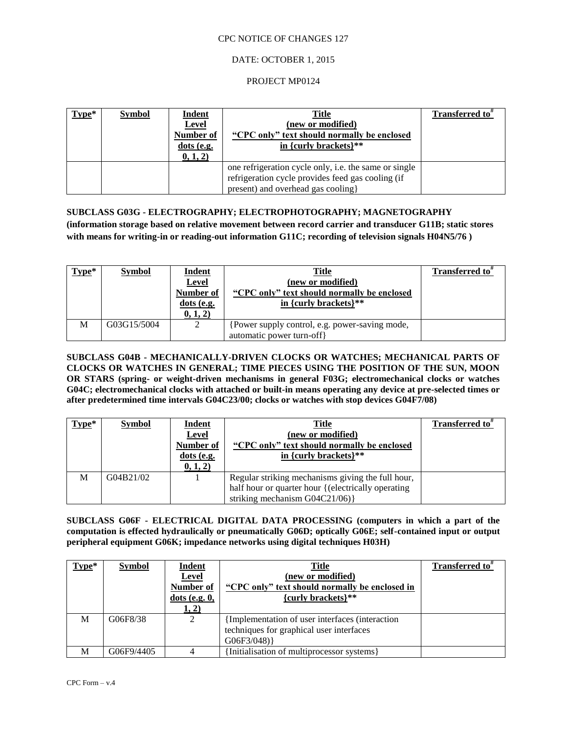| Type* | Symbol | Indent Level Number of dots (e.g. 0, 1, 2) | Title (new or modified) "CPC only" text should normally be enclosed in {curly brackets}** | Transferred to# |
|---|---|---|---|---|
| | | | one refrigeration cycle only, i.e. the same or single refrigeration cycle provides feed gas cooling (if present) and overhead gas cooling} | |

**SUBCLASS G03G - ELECTROGRAPHY; ELECTROPHOTOGRAPHY; MAGNETOGRAPHY (information storage based on relative movement between record carrier and transducer G11B; static stores with means for writing-in or reading-out information G11C; recording of television signals H04N5/76 )**

| Type* | Symbol | Indent Level Number of dots (e.g. 0, 1, 2) | Title (new or modified) "CPC only" text should normally be enclosed in {curly brackets}** | Transferred to# |
|---|---|---|---|---|
| M | G03G15/5004 | 2 | {Power supply control, e.g. power-saving mode, automatic power turn-off} | |

**SUBCLASS G04B - MECHANICALLY-DRIVEN CLOCKS OR WATCHES; MECHANICAL PARTS OF CLOCKS OR WATCHES IN GENERAL; TIME PIECES USING THE POSITION OF THE SUN, MOON OR STARS (spring- or weight-driven mechanisms in general F03G; electromechanical clocks or watches G04C; electromechanical clocks with attached or built-in means operating any device at pre-selected times or after predetermined time intervals G04C23/00; clocks or watches with stop devices G04F7/08)**

| Type* | Symbol | Indent Level Number of dots (e.g. 0, 1, 2) | Title (new or modified) "CPC only" text should normally be enclosed in {curly brackets}** | Transferred to# |
|---|---|---|---|---|
| M | G04B21/02 | 1 | Regular striking mechanisms giving the full hour, half hour or quarter hour {(electrically operating striking mechanism G04C21/06)} | |

**SUBCLASS G06F - ELECTRICAL DIGITAL DATA PROCESSING (computers in which a part of the computation is effected hydraulically or pneumatically G06D; optically G06E; self-contained input or output peripheral equipment G06K; impedance networks using digital techniques H03H)**

| Type* | Symbol | Indent Level Number of dots (e.g. 0, 1, 2) | Title (new or modified) "CPC only" text should normally be enclosed in {curly brackets}** | Transferred to# |
|---|---|---|---|---|
| M | G06F8/38 | 2 | {Implementation of user interfaces (interaction techniques for graphical user interfaces G06F3/048)} | |
| M | G06F9/4405 | 4 | {Initialisation of multiprocessor systems} | |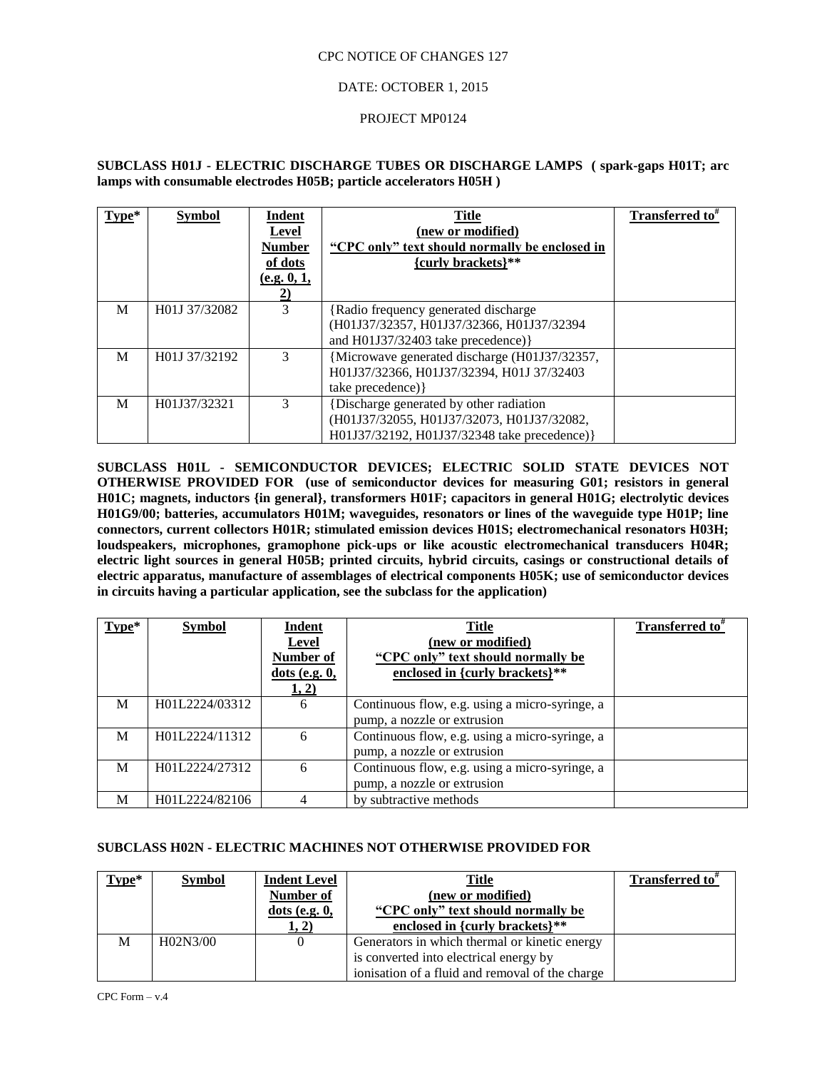CPC NOTICE OF CHANGES 127

DATE: OCTOBER 1, 2015

PROJECT MP0124

**SUBCLASS H01J - ELECTRIC DISCHARGE TUBES OR DISCHARGE LAMPS ( spark-gaps H01T; arc lamps with consumable electrodes H05B; particle accelerators H05H )**

| Type* | Symbol | Indent Level Number of dots (e.g. 0, 1, 2) | Title (new or modified) "CPC only" text should normally be enclosed in {curly brackets}** | Transferred to# |
|---|---|---|---|---|
| M | H01J 37/32082 | 3 | {Radio frequency generated discharge (H01J37/32357, H01J37/32366, H01J37/32394 and H01J37/32403 take precedence)} | |
| M | H01J 37/32192 | 3 | {Microwave generated discharge (H01J37/32357, H01J37/32366, H01J37/32394, H01J 37/32403 take precedence)} | |
| M | H01J37/32321 | 3 | {Discharge generated by other radiation (H01J37/32055, H01J37/32073, H01J37/32082, H01J37/32192, H01J37/32348 take precedence)} | |

**SUBCLASS H01L - SEMICONDUCTOR DEVICES; ELECTRIC SOLID STATE DEVICES NOT OTHERWISE PROVIDED FOR (use of semiconductor devices for measuring G01; resistors in general H01C; magnets, inductors {in general}, transformers H01F; capacitors in general H01G; electrolytic devices H01G9/00; batteries, accumulators H01M; waveguides, resonators or lines of the waveguide type H01P; line connectors, current collectors H01R; stimulated emission devices H01S; electromechanical resonators H03H; loudspeakers, microphones, gramophone pick-ups or like acoustic electromechanical transducers H04R; electric light sources in general H05B; printed circuits, hybrid circuits, casings or constructional details of electric apparatus, manufacture of assemblages of electrical components H05K; use of semiconductor devices in circuits having a particular application, see the subclass for the application)**

| Type* | Symbol | Indent Level Number of dots (e.g. 0, 1, 2) | Title (new or modified) "CPC only" text should normally be enclosed in {curly brackets}** | Transferred to# |
|---|---|---|---|---|
| M | H01L2224/03312 | 6 | Continuous flow, e.g. using a micro-syringe, a pump, a nozzle or extrusion | |
| M | H01L2224/11312 | 6 | Continuous flow, e.g. using a micro-syringe, a pump, a nozzle or extrusion | |
| M | H01L2224/27312 | 6 | Continuous flow, e.g. using a micro-syringe, a pump, a nozzle or extrusion | |
| M | H01L2224/82106 | 4 | by subtractive methods | |

**SUBCLASS H02N - ELECTRIC MACHINES NOT OTHERWISE PROVIDED FOR**

| Type* | Symbol | Indent Level Number of dots (e.g. 0, 1, 2) | Title (new or modified) "CPC only" text should normally be enclosed in {curly brackets}** | Transferred to# |
|---|---|---|---|---|
| M | H02N3/00 | 0 | Generators in which thermal or kinetic energy is converted into electrical energy by ionisation of a fluid and removal of the charge | |

CPC Form – v.4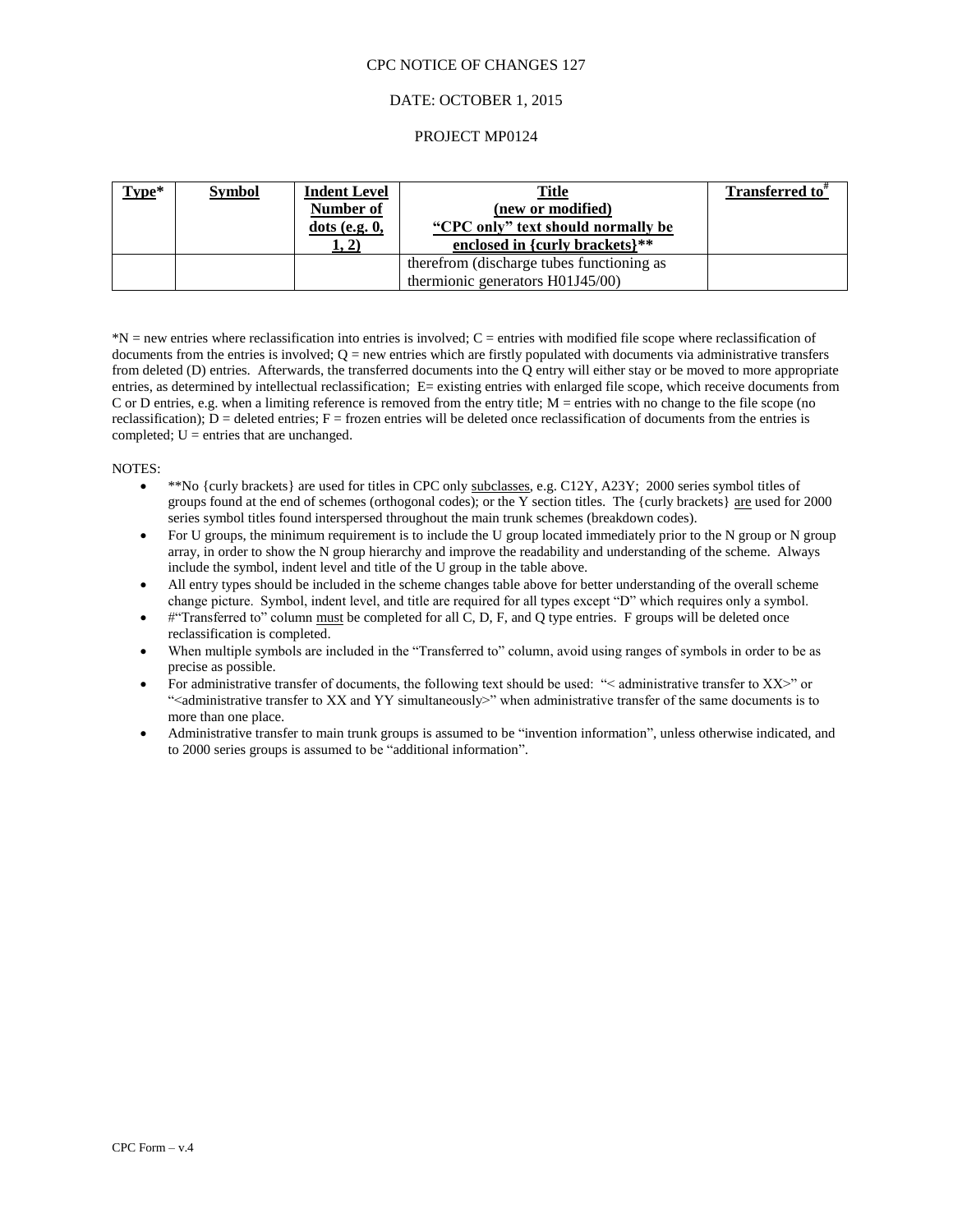CPC NOTICE OF CHANGES 127

DATE: OCTOBER 1, 2015

PROJECT MP0124

| Type* | Symbol | Indent Level Number of dots (e.g. 0, 1, 2) | Title (new or modified) "CPC only" text should normally be enclosed in {curly brackets}** | Transferred to# |
|---|---|---|---|---|
| | | | therefrom (discharge tubes functioning as thermionic generators H01J45/00) | |

*N = new entries where reclassification into entries is involved; C = entries with modified file scope where reclassification of documents from the entries is involved; Q = new entries which are firstly populated with documents via administrative transfers from deleted (D) entries. Afterwards, the transferred documents into the Q entry will either stay or be moved to more appropriate entries, as determined by intellectual reclassification; E= existing entries with enlarged file scope, which receive documents from C or D entries, e.g. when a limiting reference is removed from the entry title; M = entries with no change to the file scope (no reclassification); D = deleted entries; F = frozen entries will be deleted once reclassification of documents from the entries is completed; U = entries that are unchanged.

NOTES:

- **No {curly brackets} are used for titles in CPC only subclasses, e.g. C12Y, A23Y; 2000 series symbol titles of groups found at the end of schemes (orthogonal codes); or the Y section titles. The {curly brackets} are used for 2000 series symbol titles found interspersed throughout the main trunk schemes (breakdown codes).
- For U groups, the minimum requirement is to include the U group located immediately prior to the N group or N group array, in order to show the N group hierarchy and improve the readability and understanding of the scheme. Always include the symbol, indent level and title of the U group in the table above.
- All entry types should be included in the scheme changes table above for better understanding of the overall scheme change picture. Symbol, indent level, and title are required for all types except "D" which requires only a symbol.
- #"Transferred to" column must be completed for all C, D, F, and Q type entries. F groups will be deleted once reclassification is completed.
- When multiple symbols are included in the "Transferred to" column, avoid using ranges of symbols in order to be as precise as possible.
- For administrative transfer of documents, the following text should be used: "< administrative transfer to XX>" or "<administrative transfer to XX and YY simultaneously>" when administrative transfer of the same documents is to more than one place.
- Administrative transfer to main trunk groups is assumed to be "invention information", unless otherwise indicated, and to 2000 series groups is assumed to be "additional information".

CPC Form – v.4